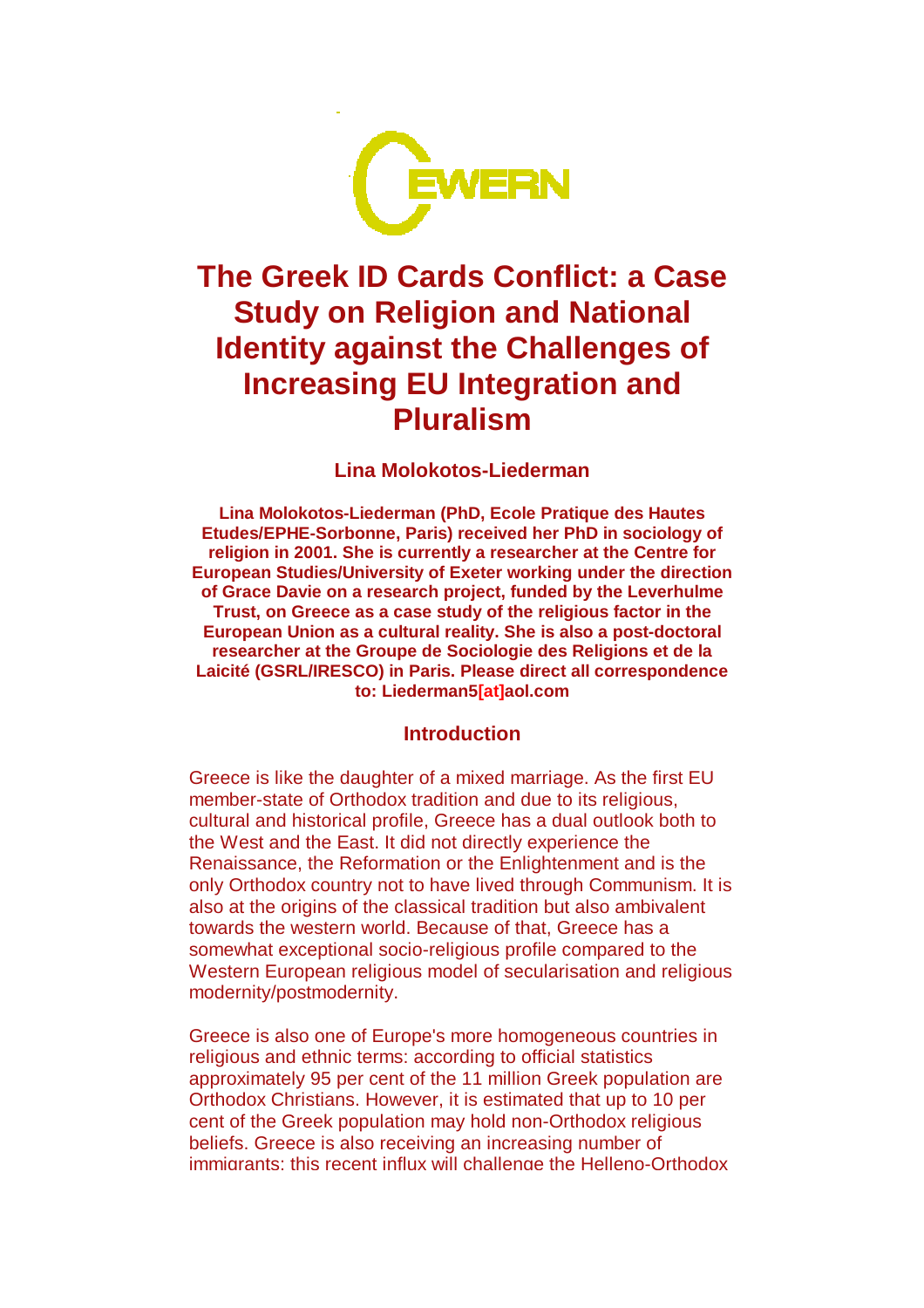# The Greek ID Cards Conflict: a Case Study on Religion and National Identity against the Challenges of Increasing EU Integration and Pluralism

**Lina Molokotos-Liederman**

**Lina Molokotos-Liederman (PhD, Ecole Pratique des Hautes Etudes/EPHE-Sorbonne, Paris) received her PhD in sociology of religion in 2001. She is currently a researcher at the Centre for European Studies/University of Exeter working under the direction of Grace Davie on a research project, funded by the Leverhulme Trust, on Greece as a case study of the religious factor in the European Union as a cultural reality. She is also a post-doctoral researcher at the Groupe de Sociologie des Religions et de la Laicité (GSRL/IRESCO) in Paris. Please direct all correspondence to: Liederman5[at]aol.com**

## Introduction

Greece is like the daughter of a mixed marriage. As the first EU member-state of Orthodox tradition and due to its religious, cultural and historical profile, Greece has a dual outlook both to the West and the East. It did not directly experience the Renaissance, the Reformation or the Enlightenment and is the only Orthodox country not to have lived through Communism. It is also at the origins of the classical tradition but also ambivalent towards the western world. Because of that, Greece has a somewhat exceptional socio-religious profile compared to the Western European religious model of secularisation and religious modernity/postmodernity.

Greece is also one of Europe's more homogeneous countries in religious and ethnic terms: according to official statistics approximately 95 per cent of the 11 million Greek population are Orthodox Christians. However, it is estimated that up to 10 per cent of the Greek population may hold non-Orthodox religious beliefs. Greece is also receiving an increasing number of immigrants: this recent influx will challenge the Helleno-Orthodox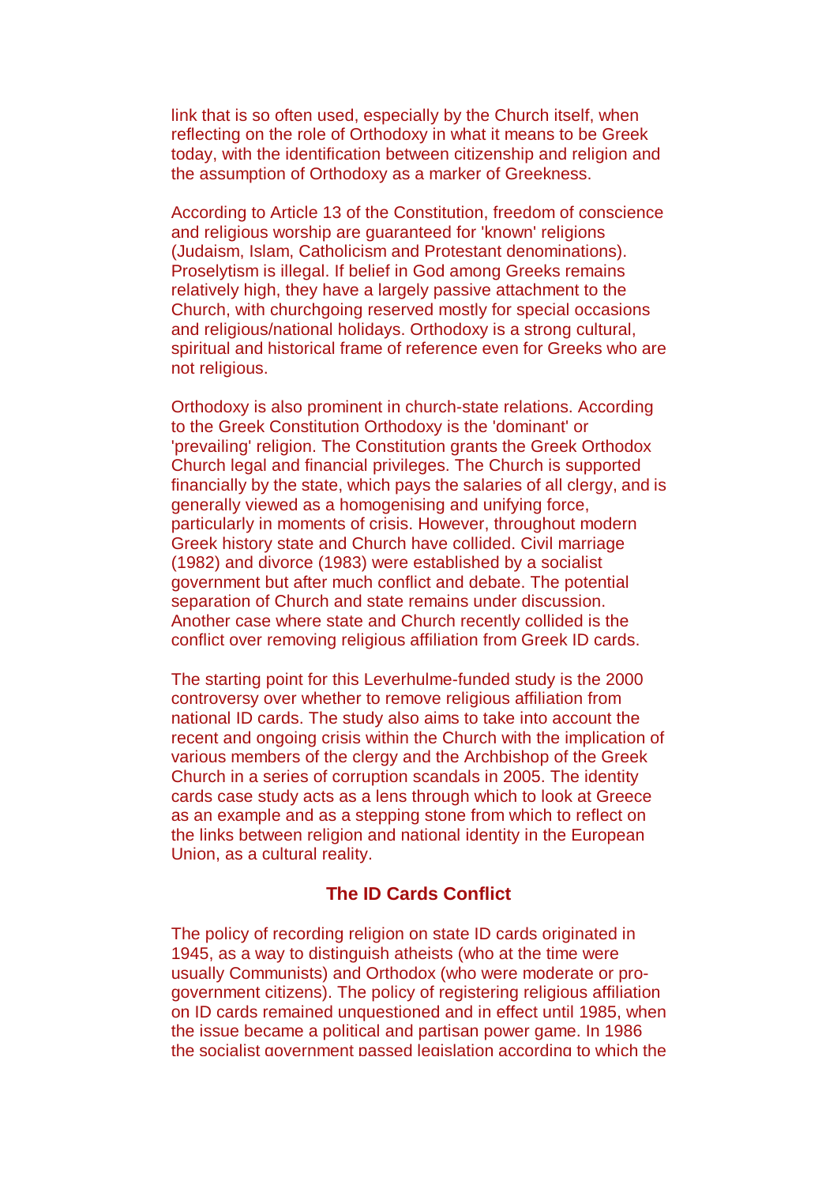link that is so often used, especially by the Church itself, when reflecting on the role of Orthodoxy in what it means to be Greek today, with the identification between citizenship and religion and the assumption of Orthodoxy as a marker of Greekness.

According to Article 13 of the Constitution, freedom of conscience and religious worship are guaranteed for 'known' religions (Judaism, Islam, Catholicism and Protestant denominations). Proselytism is illegal. If belief in God among Greeks remains relatively high, they have a largely passive attachment to the Church, with churchgoing reserved mostly for special occasions and religious/national holidays. Orthodoxy is a strong cultural, spiritual and historical frame of reference even for Greeks who are not religious.

Orthodoxy is also prominent in church-state relations. According to the Greek Constitution Orthodoxy is the 'dominant' or 'prevailing' religion. The Constitution grants the Greek Orthodox Church legal and financial privileges. The Church is supported financially by the state, which pays the salaries of all clergy, and is generally viewed as a homogenising and unifying force, particularly in moments of crisis. However, throughout modern Greek history state and Church have collided. Civil marriage (1982) and divorce (1983) were established by a socialist government but after much conflict and debate. The potential separation of Church and state remains under discussion. Another case where state and Church recently collided is the conflict over removing religious affiliation from Greek ID cards.

The starting point for this Leverhulme-funded study is the 2000 controversy over whether to remove religious affiliation from national ID cards. The study also aims to take into account the recent and ongoing crisis within the Church with the implication of various members of the clergy and the Archbishop of the Greek Church in a series of corruption scandals in 2005. The identity cards case study acts as a lens through which to look at Greece as an example and as a stepping stone from which to reflect on the links between religion and national identity in the European Union, as a cultural reality.

## The ID Cards Conflict

The policy of recording religion on state ID cards originated in 1945, as a way to distinguish atheists (who at the time were usually Communists) and Orthodox (who were moderate or pro-government citizens). The policy of registering religious affiliation on ID cards remained unquestioned and in effect until 1985, when the issue became a political and partisan power game. In 1986 the socialist government passed legislation according to which the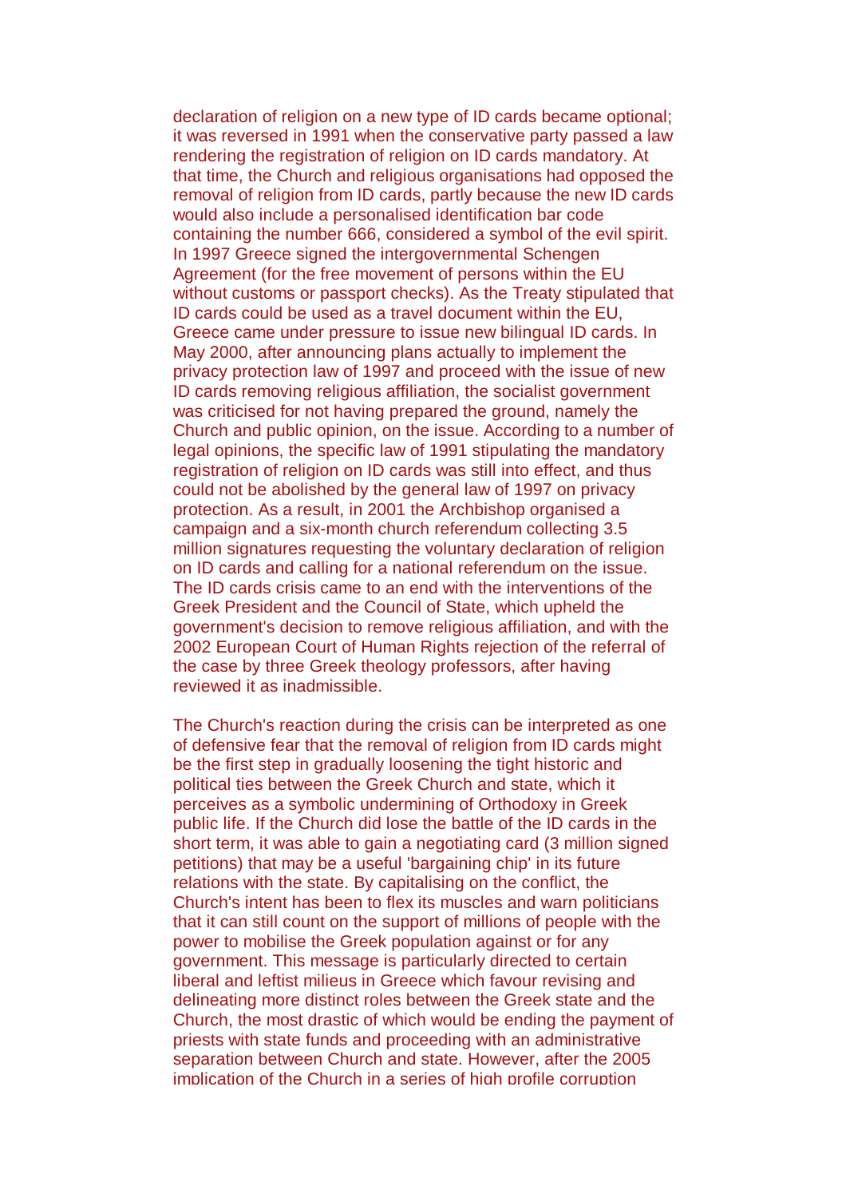declaration of religion on a new type of ID cards became optional; it was reversed in 1991 when the conservative party passed a law rendering the registration of religion on ID cards mandatory. At that time, the Church and religious organisations had opposed the removal of religion from ID cards, partly because the new ID cards would also include a personalised identification bar code containing the number 666, considered a symbol of the evil spirit. In 1997 Greece signed the intergovernmental Schengen Agreement (for the free movement of persons within the EU without customs or passport checks). As the Treaty stipulated that ID cards could be used as a travel document within the EU, Greece came under pressure to issue new bilingual ID cards. In May 2000, after announcing plans actually to implement the privacy protection law of 1997 and proceed with the issue of new ID cards removing religious affiliation, the socialist government was criticised for not having prepared the ground, namely the Church and public opinion, on the issue. According to a number of legal opinions, the specific law of 1991 stipulating the mandatory registration of religion on ID cards was still into effect, and thus could not be abolished by the general law of 1997 on privacy protection. As a result, in 2001 the Archbishop organised a campaign and a six-month church referendum collecting 3.5 million signatures requesting the voluntary declaration of religion on ID cards and calling for a national referendum on the issue. The ID cards crisis came to an end with the interventions of the Greek President and the Council of State, which upheld the government's decision to remove religious affiliation, and with the 2002 European Court of Human Rights rejection of the referral of the case by three Greek theology professors, after having reviewed it as inadmissible.

The Church's reaction during the crisis can be interpreted as one of defensive fear that the removal of religion from ID cards might be the first step in gradually loosening the tight historic and political ties between the Greek Church and state, which it perceives as a symbolic undermining of Orthodoxy in Greek public life. If the Church did lose the battle of the ID cards in the short term, it was able to gain a negotiating card (3 million signed petitions) that may be a useful 'bargaining chip' in its future relations with the state. By capitalising on the conflict, the Church's intent has been to flex its muscles and warn politicians that it can still count on the support of millions of people with the power to mobilise the Greek population against or for any government. This message is particularly directed to certain liberal and leftist milieus in Greece which favour revising and delineating more distinct roles between the Greek state and the Church, the most drastic of which would be ending the payment of priests with state funds and proceeding with an administrative separation between Church and state. However, after the 2005 implication of the Church in a series of high profile corruption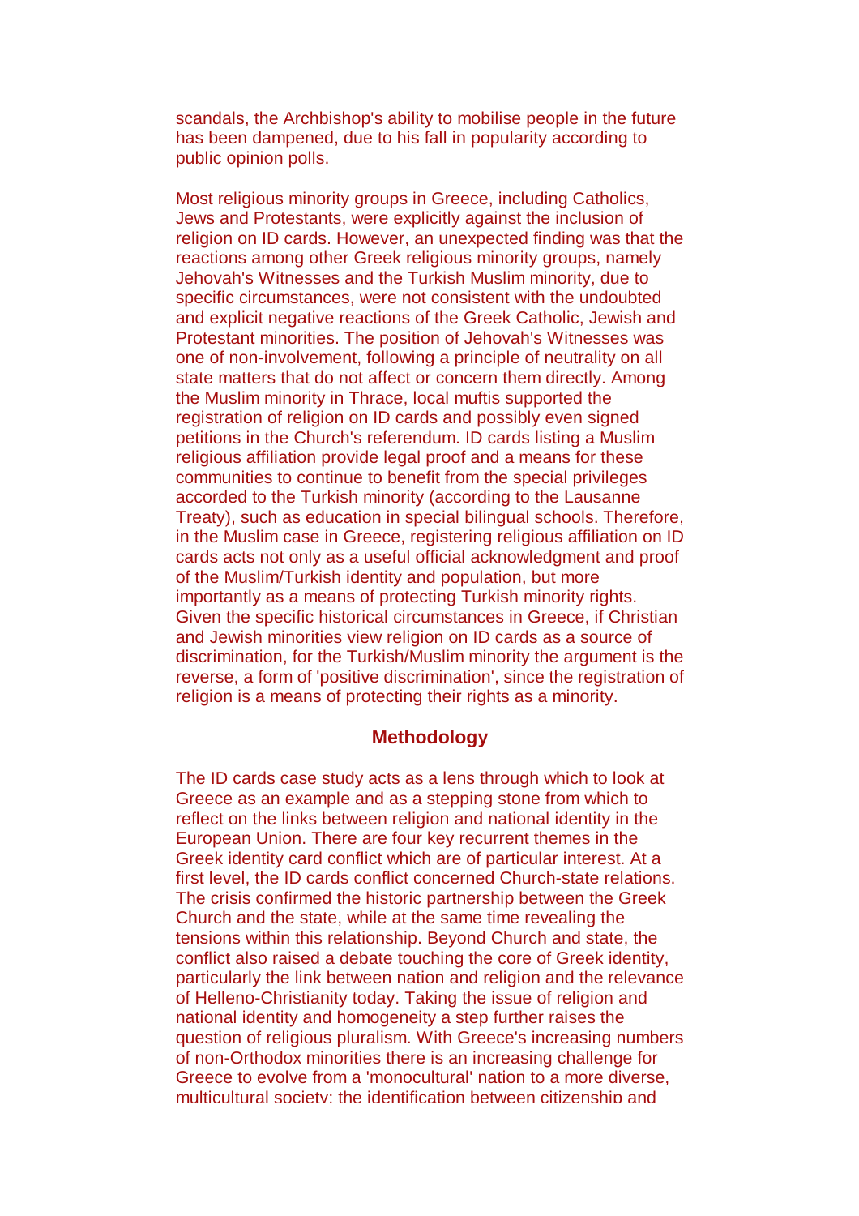scandals, the Archbishop's ability to mobilise people in the future has been dampened, due to his fall in popularity according to public opinion polls.

Most religious minority groups in Greece, including Catholics, Jews and Protestants, were explicitly against the inclusion of religion on ID cards. However, an unexpected finding was that the reactions among other Greek religious minority groups, namely Jehovah's Witnesses and the Turkish Muslim minority, due to specific circumstances, were not consistent with the undoubted and explicit negative reactions of the Greek Catholic, Jewish and Protestant minorities. The position of Jehovah's Witnesses was one of non-involvement, following a principle of neutrality on all state matters that do not affect or concern them directly. Among the Muslim minority in Thrace, local muftis supported the registration of religion on ID cards and possibly even signed petitions in the Church's referendum. ID cards listing a Muslim religious affiliation provide legal proof and a means for these communities to continue to benefit from the special privileges accorded to the Turkish minority (according to the Lausanne Treaty), such as education in special bilingual schools. Therefore, in the Muslim case in Greece, registering religious affiliation on ID cards acts not only as a useful official acknowledgment and proof of the Muslim/Turkish identity and population, but more importantly as a means of protecting Turkish minority rights. Given the specific historical circumstances in Greece, if Christian and Jewish minorities view religion on ID cards as a source of discrimination, for the Turkish/Muslim minority the argument is the reverse, a form of 'positive discrimination', since the registration of religion is a means of protecting their rights as a minority.

## Methodology

The ID cards case study acts as a lens through which to look at Greece as an example and as a stepping stone from which to reflect on the links between religion and national identity in the European Union. There are four key recurrent themes in the Greek identity card conflict which are of particular interest. At a first level, the ID cards conflict concerned Church-state relations. The crisis confirmed the historic partnership between the Greek Church and the state, while at the same time revealing the tensions within this relationship. Beyond Church and state, the conflict also raised a debate touching the core of Greek identity, particularly the link between nation and religion and the relevance of Helleno-Christianity today. Taking the issue of religion and national identity and homogeneity a step further raises the question of religious pluralism. With Greece's increasing numbers of non-Orthodox minorities there is an increasing challenge for Greece to evolve from a 'monocultural' nation to a more diverse, multicultural society: the identification between citizenship and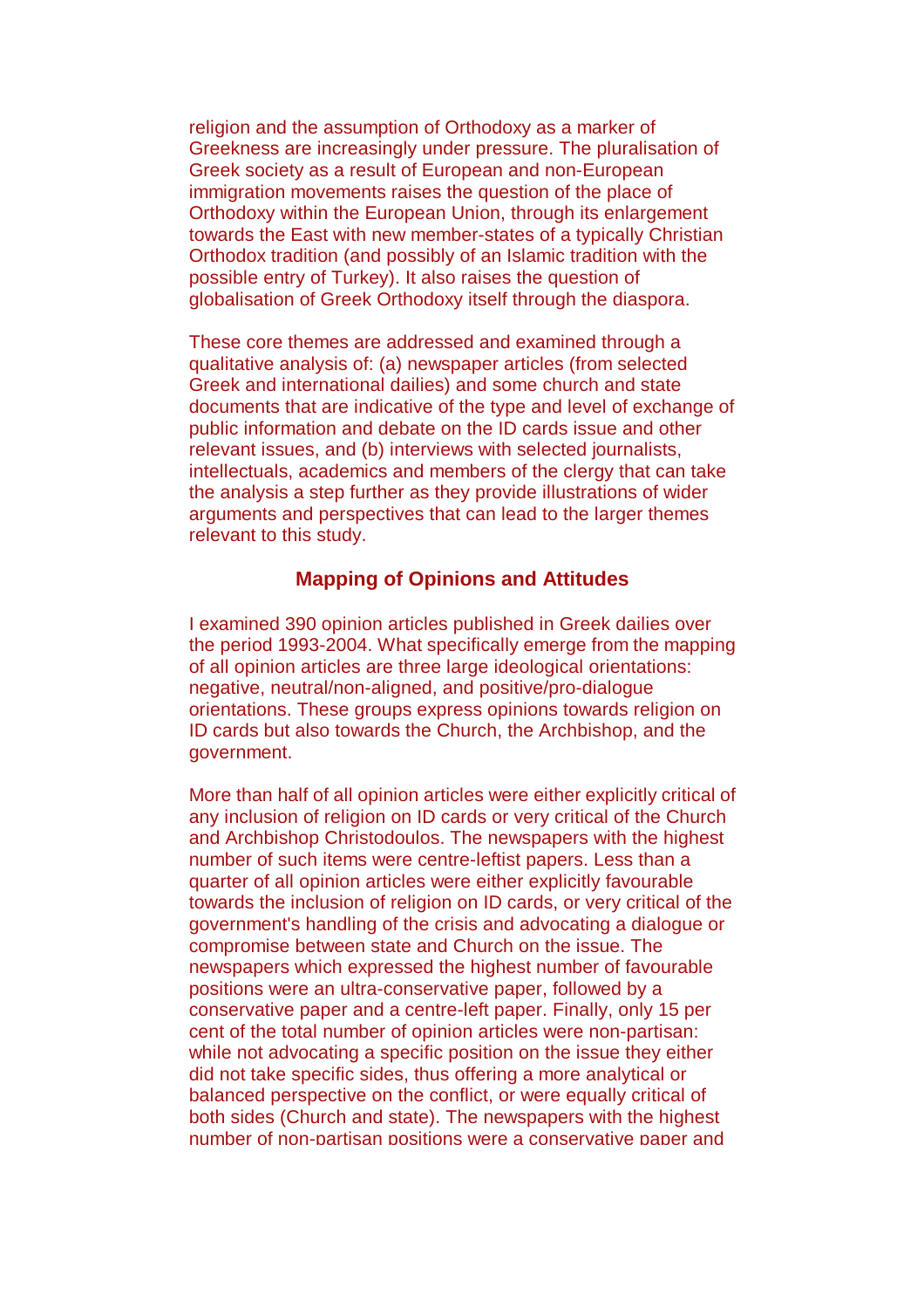religion and the assumption of Orthodoxy as a marker of Greekness are increasingly under pressure. The pluralisation of Greek society as a result of European and non-European immigration movements raises the question of the place of Orthodoxy within the European Union, through its enlargement towards the East with new member-states of a typically Christian Orthodox tradition (and possibly of an Islamic tradition with the possible entry of Turkey). It also raises the question of globalisation of Greek Orthodoxy itself through the diaspora.

These core themes are addressed and examined through a qualitative analysis of: (a) newspaper articles (from selected Greek and international dailies) and some church and state documents that are indicative of the type and level of exchange of public information and debate on the ID cards issue and other relevant issues, and (b) interviews with selected journalists, intellectuals, academics and members of the clergy that can take the analysis a step further as they provide illustrations of wider arguments and perspectives that can lead to the larger themes relevant to this study.

## Mapping of Opinions and Attitudes

I examined 390 opinion articles published in Greek dailies over the period 1993-2004. What specifically emerge from the mapping of all opinion articles are three large ideological orientations: negative, neutral/non-aligned, and positive/pro-dialogue orientations. These groups express opinions towards religion on ID cards but also towards the Church, the Archbishop, and the government.

More than half of all opinion articles were either explicitly critical of any inclusion of religion on ID cards or very critical of the Church and Archbishop Christodoulos. The newspapers with the highest number of such items were centre-leftist papers. Less than a quarter of all opinion articles were either explicitly favourable towards the inclusion of religion on ID cards, or very critical of the government's handling of the crisis and advocating a dialogue or compromise between state and Church on the issue. The newspapers which expressed the highest number of favourable positions were an ultra-conservative paper, followed by a conservative paper and a centre-left paper. Finally, only 15 per cent of the total number of opinion articles were non-partisan: while not advocating a specific position on the issue they either did not take specific sides, thus offering a more analytical or balanced perspective on the conflict, or were equally critical of both sides (Church and state). The newspapers with the highest number of non-partisan positions were a conservative paper and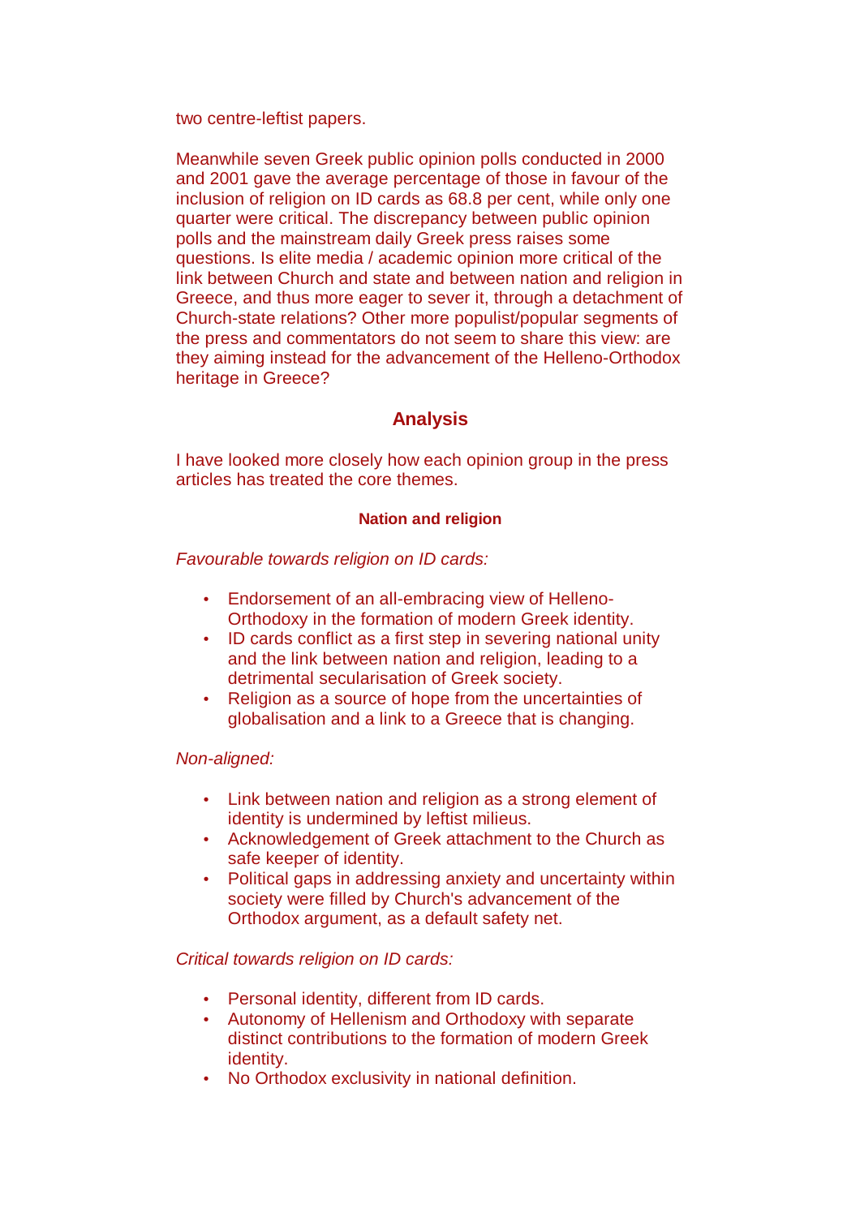two centre-leftist papers.

Meanwhile seven Greek public opinion polls conducted in 2000 and 2001 gave the average percentage of those in favour of the inclusion of religion on ID cards as 68.8 per cent, while only one quarter were critical. The discrepancy between public opinion polls and the mainstream daily Greek press raises some questions. Is elite media / academic opinion more critical of the link between Church and state and between nation and religion in Greece, and thus more eager to sever it, through a detachment of Church-state relations? Other more populist/popular segments of the press and commentators do not seem to share this view: are they aiming instead for the advancement of the Helleno-Orthodox heritage in Greece?

## Analysis

I have looked more closely how each opinion group in the press articles has treated the core themes.

### Nation and religion

*Favourable towards religion on ID cards:*

- Endorsement of an all-embracing view of Helleno-Orthodoxy in the formation of modern Greek identity.
- ID cards conflict as a first step in severing national unity and the link between nation and religion, leading to a detrimental secularisation of Greek society.
- Religion as a source of hope from the uncertainties of globalisation and a link to a Greece that is changing.

*Non-aligned:*

- Link between nation and religion as a strong element of identity is undermined by leftist milieus.
- Acknowledgement of Greek attachment to the Church as safe keeper of identity.
- Political gaps in addressing anxiety and uncertainty within society were filled by Church's advancement of the Orthodox argument, as a default safety net.

*Critical towards religion on ID cards:*

- Personal identity, different from ID cards.
- Autonomy of Hellenism and Orthodoxy with separate distinct contributions to the formation of modern Greek identity.
- No Orthodox exclusivity in national definition.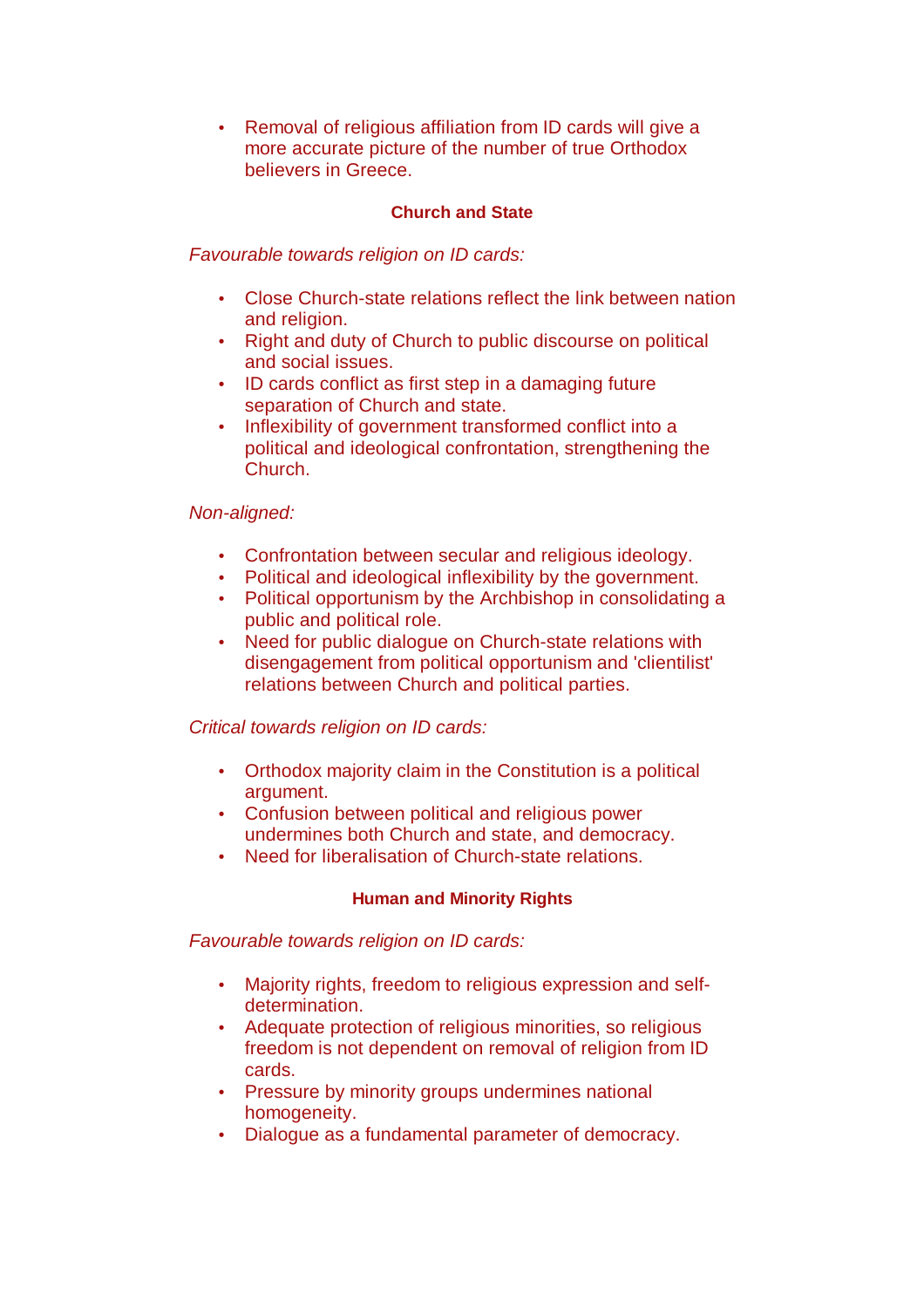- Removal of religious affiliation from ID cards will give a more accurate picture of the number of true Orthodox believers in Greece.

### Church and State

*Favourable towards religion on ID cards:*

- Close Church-state relations reflect the link between nation and religion.
- Right and duty of Church to public discourse on political and social issues.
- ID cards conflict as first step in a damaging future separation of Church and state.
- Inflexibility of government transformed conflict into a political and ideological confrontation, strengthening the Church.

*Non-aligned:*

- Confrontation between secular and religious ideology.
- Political and ideological inflexibility by the government.
- Political opportunism by the Archbishop in consolidating a public and political role.
- Need for public dialogue on Church-state relations with disengagement from political opportunism and 'clientilist' relations between Church and political parties.

*Critical towards religion on ID cards:*

- Orthodox majority claim in the Constitution is a political argument.
- Confusion between political and religious power undermines both Church and state, and democracy.
- Need for liberalisation of Church-state relations.

### Human and Minority Rights

*Favourable towards religion on ID cards:*

- Majority rights, freedom to religious expression and self-determination.
- Adequate protection of religious minorities, so religious freedom is not dependent on removal of religion from ID cards.
- Pressure by minority groups undermines national homogeneity.
- Dialogue as a fundamental parameter of democracy.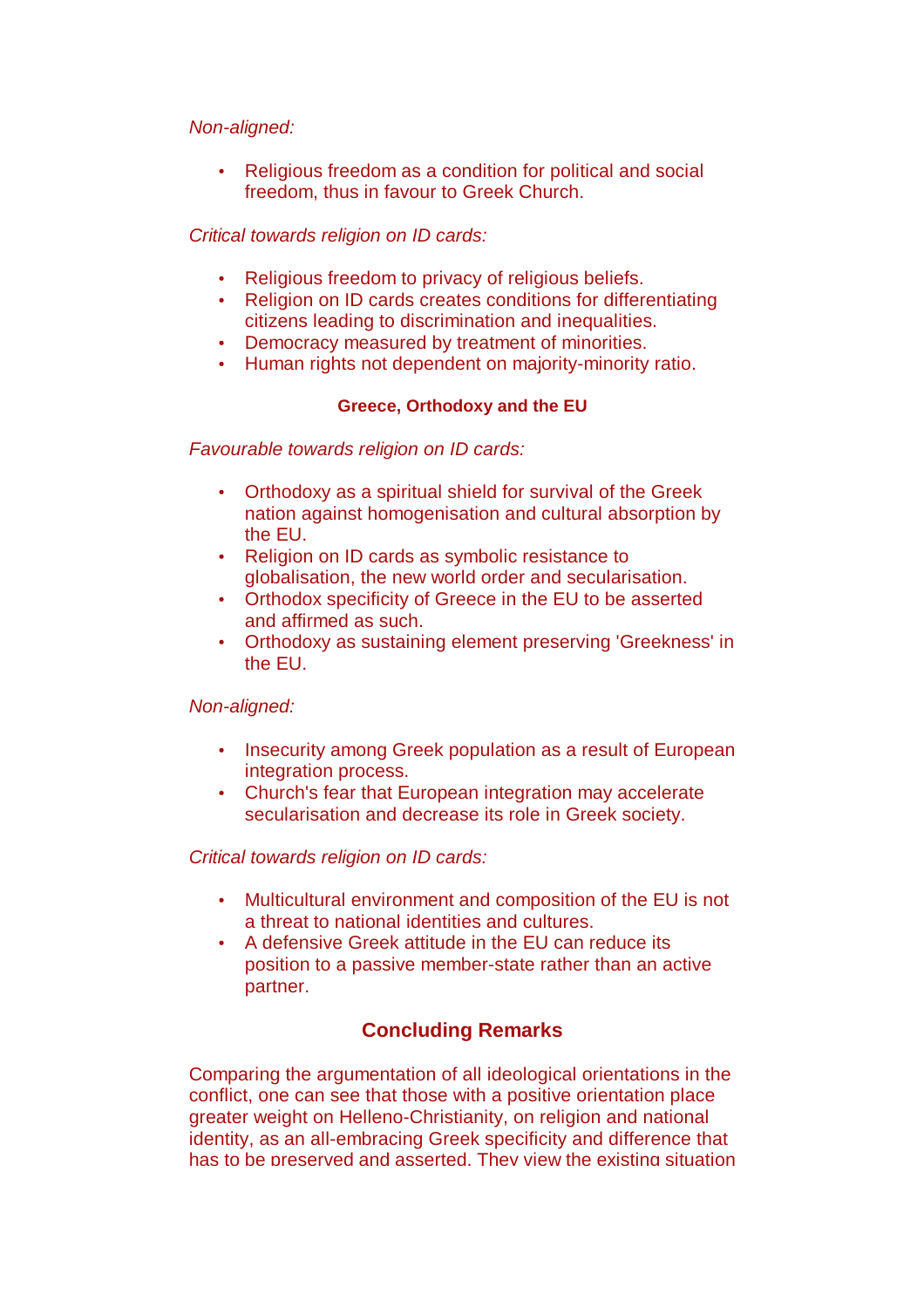*Non-aligned:*

- Religious freedom as a condition for political and social freedom, thus in favour to Greek Church.

*Critical towards religion on ID cards:*

- Religious freedom to privacy of religious beliefs.
- Religion on ID cards creates conditions for differentiating citizens leading to discrimination and inequalities.
- Democracy measured by treatment of minorities.
- Human rights not dependent on majority-minority ratio.

#### Greece, Orthodoxy and the EU

*Favourable towards religion on ID cards:*

- Orthodoxy as a spiritual shield for survival of the Greek nation against homogenisation and cultural absorption by the EU.
- Religion on ID cards as symbolic resistance to globalisation, the new world order and secularisation.
- Orthodox specificity of Greece in the EU to be asserted and affirmed as such.
- Orthodoxy as sustaining element preserving 'Greekness' in the EU.

*Non-aligned:*

- Insecurity among Greek population as a result of European integration process.
- Church's fear that European integration may accelerate secularisation and decrease its role in Greek society.

*Critical towards religion on ID cards:*

- Multicultural environment and composition of the EU is not a threat to national identities and cultures.
- A defensive Greek attitude in the EU can reduce its position to a passive member-state rather than an active partner.

## Concluding Remarks

Comparing the argumentation of all ideological orientations in the conflict, one can see that those with a positive orientation place greater weight on Helleno-Christianity, on religion and national identity, as an all-embracing Greek specificity and difference that has to be preserved and asserted. They view the existing situation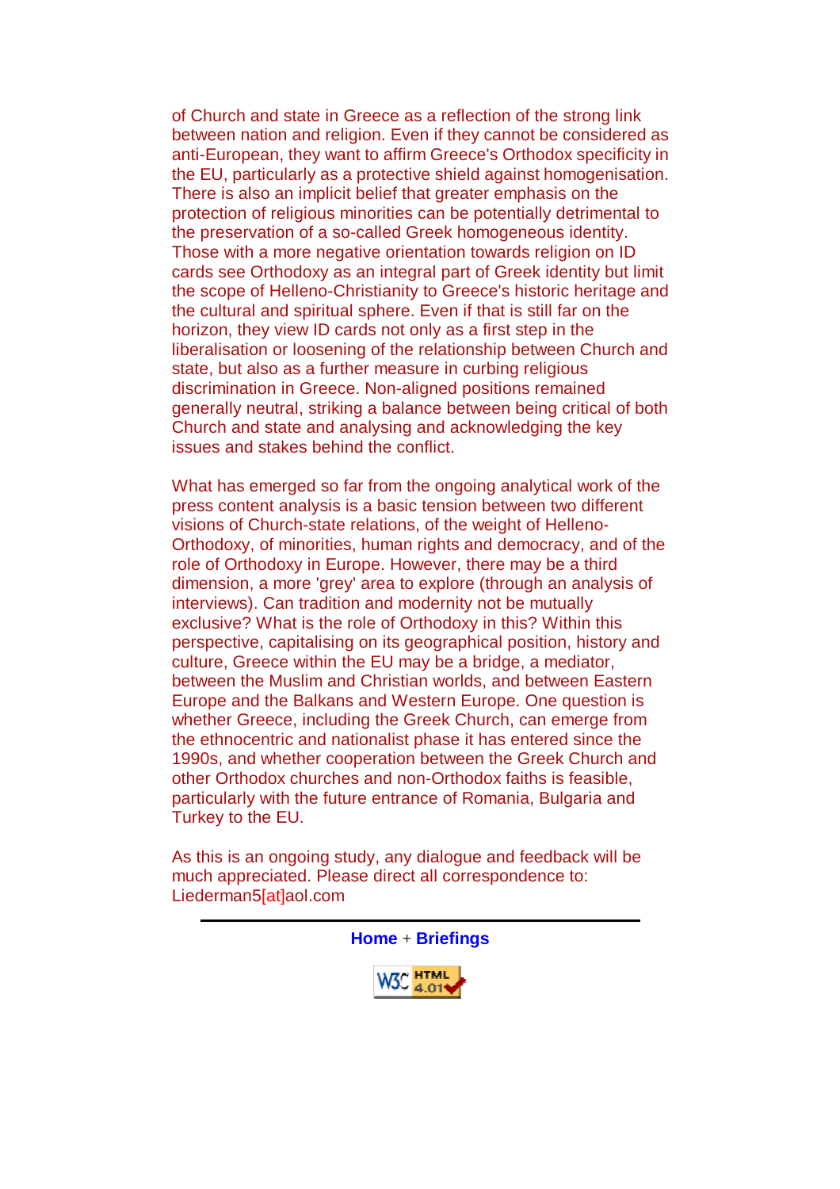of Church and state in Greece as a reflection of the strong link between nation and religion. Even if they cannot be considered as anti-European, they want to affirm Greece's Orthodox specificity in the EU, particularly as a protective shield against homogenisation. There is also an implicit belief that greater emphasis on the protection of religious minorities can be potentially detrimental to the preservation of a so-called Greek homogeneous identity. Those with a more negative orientation towards religion on ID cards see Orthodoxy as an integral part of Greek identity but limit the scope of Helleno-Christianity to Greece's historic heritage and the cultural and spiritual sphere. Even if that is still far on the horizon, they view ID cards not only as a first step in the liberalisation or loosening of the relationship between Church and state, but also as a further measure in curbing religious discrimination in Greece. Non-aligned positions remained generally neutral, striking a balance between being critical of both Church and state and analysing and acknowledging the key issues and stakes behind the conflict.

What has emerged so far from the ongoing analytical work of the press content analysis is a basic tension between two different visions of Church-state relations, of the weight of Helleno-Orthodoxy, of minorities, human rights and democracy, and of the role of Orthodoxy in Europe. However, there may be a third dimension, a more 'grey' area to explore (through an analysis of interviews). Can tradition and modernity not be mutually exclusive? What is the role of Orthodoxy in this? Within this perspective, capitalising on its geographical position, history and culture, Greece within the EU may be a bridge, a mediator, between the Muslim and Christian worlds, and between Eastern Europe and the Balkans and Western Europe. One question is whether Greece, including the Greek Church, can emerge from the ethnocentric and nationalist phase it has entered since the 1990s, and whether cooperation between the Greek Church and other Orthodox churches and non-Orthodox faiths is feasible, particularly with the future entrance of Romania, Bulgaria and Turkey to the EU.

As this is an ongoing study, any dialogue and feedback will be much appreciated. Please direct all correspondence to: Liederman5[at]aol.com

---

**Home** + **Briefings**